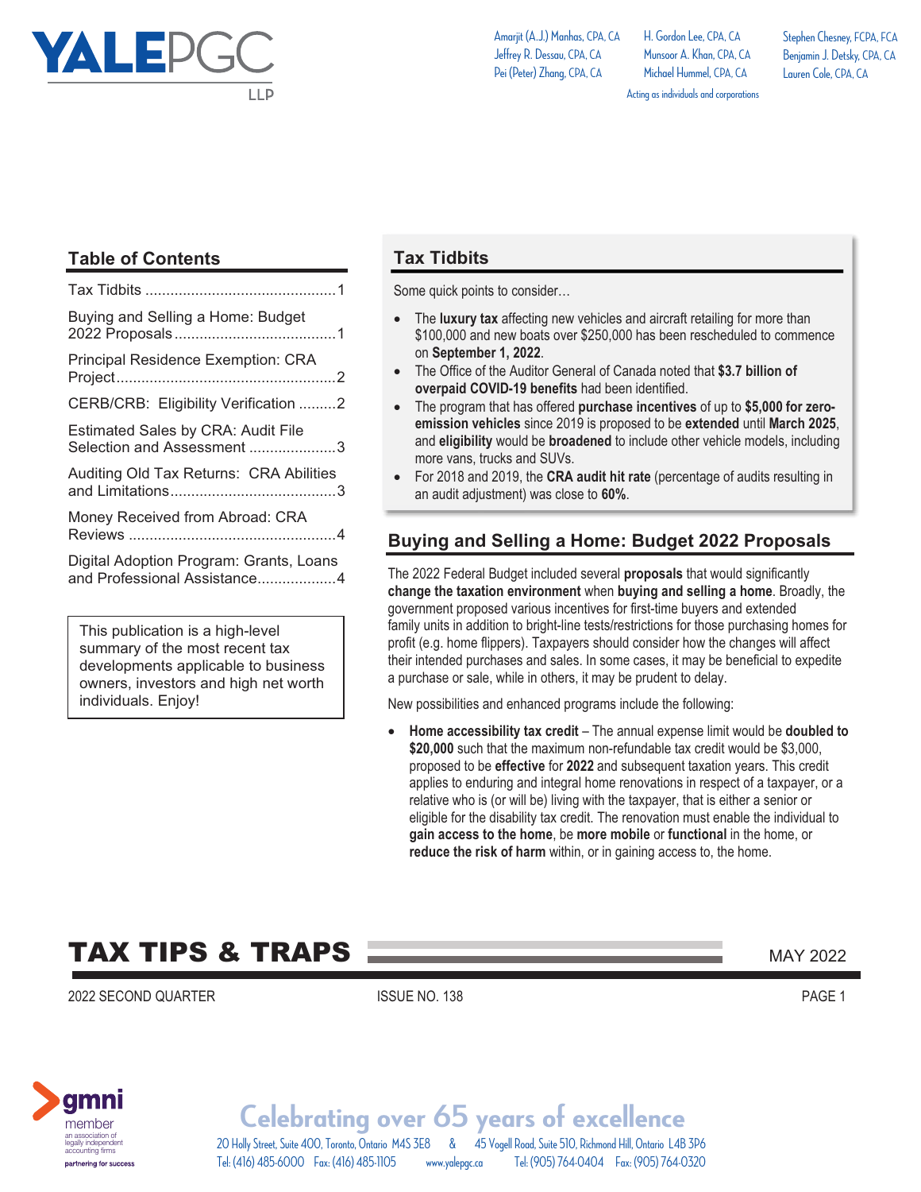# YALEPGC LLP

Amarjit (A.J.) Manhas, CPA, CA
Jeffrey R. Dessau, CPA, CA
Pei (Peter) Zhang, CPA, CA
H. Gordon Lee, CPA, CA
Munsoor A. Khan, CPA, CA
Michael Hummel, CPA, CA
Stephen Chesney, FCPA, FCA
Benjamin J. Detsky, CPA, CA
Lauren Cole, CPA, CA

Acting as individuals and corporations

# TAX TIPS & TRAPS

MAY 2022

2022 SECOND QUARTER — ISSUE NO. 138

## Table of Contents

- Tax Tidbits ..... 1
- Buying and Selling a Home: Budget 2022 Proposals ..... 1
- Principal Residence Exemption: CRA Project ..... 2
- CERB/CRB: Eligibility Verification ..... 2
- Estimated Sales by CRA: Audit File Selection and Assessment ..... 3
- Auditing Old Tax Returns: CRA Abilities and Limitations ..... 3
- Money Received from Abroad: CRA Reviews ..... 4
- Digital Adoption Program: Grants, Loans and Professional Assistance ..... 4

This publication is a high-level summary of the most recent tax developments applicable to business owners, investors and high net worth individuals. Enjoy!

## Tax Tidbits

Some quick points to consider…

- The **luxury tax** affecting new vehicles and aircraft retailing for more than $100,000 and new boats over $250,000 has been rescheduled to commence on **September 1, 2022**.
- The Office of the Auditor General of Canada noted that **$3.7 billion of overpaid COVID-19 benefits** had been identified.
- The program that has offered **purchase incentives** of up to **$5,000 for zero-emission vehicles** since 2019 is proposed to be **extended** until **March 2025**, and **eligibility** would be **broadened** to include other vehicle models, including more vans, trucks and SUVs.
- For 2018 and 2019, the **CRA audit hit rate** (percentage of audits resulting in an audit adjustment) was close to **60%**.

## Buying and Selling a Home: Budget 2022 Proposals

The 2022 Federal Budget included several **proposals** that would significantly **change the taxation environment** when **buying and selling a home**. Broadly, the government proposed various incentives for first-time buyers and extended family units in addition to bright-line tests/restrictions for those purchasing homes for profit (e.g. home flippers). Taxpayers should consider how the changes will affect their intended purchases and sales. In some cases, it may be beneficial to expedite a purchase or sale, while in others, it may be prudent to delay.

New possibilities and enhanced programs include the following:

- **Home accessibility tax credit** – The annual expense limit would be **doubled to $20,000** such that the maximum non-refundable tax credit would be $3,000, proposed to be **effective** for **2022** and subsequent taxation years. This credit applies to enduring and integral home renovations in respect of a taxpayer, or a relative who is (or will be) living with the taxpayer, that is either a senior or eligible for the disability tax credit. The renovation must enable the individual to **gain access to the home**, be **more mobile** or **functional** in the home, or **reduce the risk of harm** within, or in gaining access to, the home.

gmni member — an association of legally independent accounting firms — partnering for success

Celebrating over 65 years of excellence

20 Holly Street, Suite 400, Toronto, Ontario M4S 3E8 & 45 Vogell Road, Suite 510, Richmond Hill, Ontario L4B 3P6
Tel: (416) 485-6000 Fax: (416) 485-1105 www.yalepgc.ca Tel: (905) 764-0404 Fax: (905) 764-0320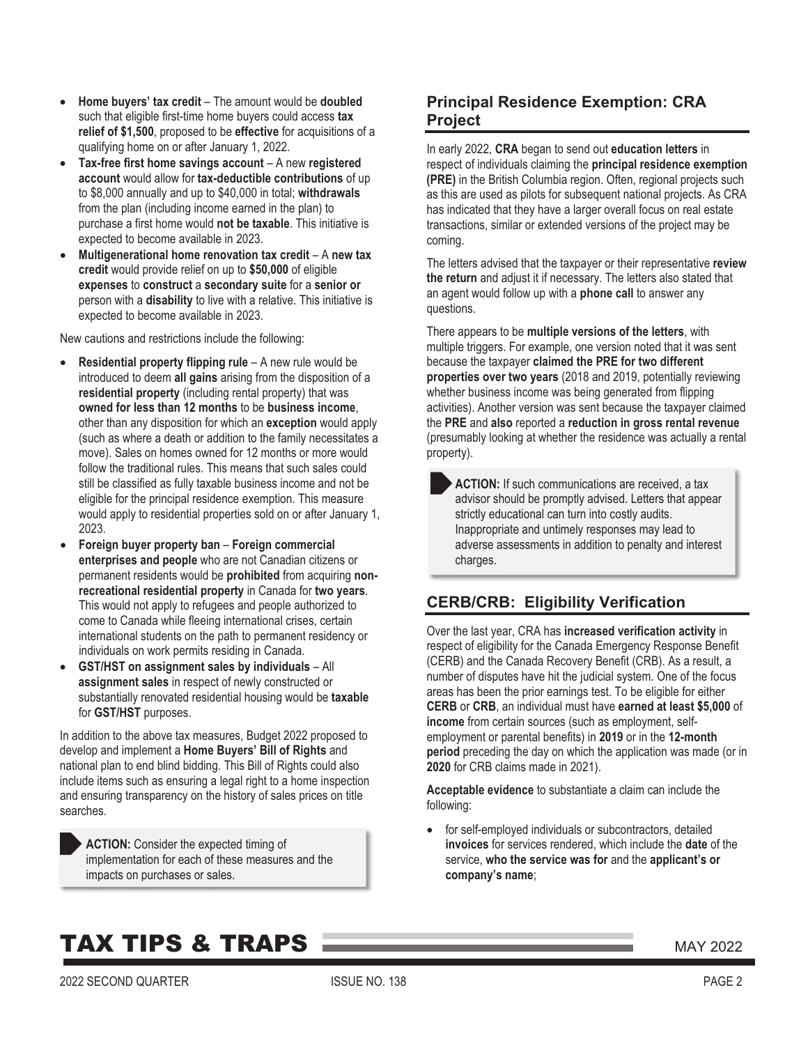- **Home buyers' tax credit** – The amount would be **doubled** such that eligible first-time home buyers could access **tax relief of $1,500**, proposed to be **effective** for acquisitions of a qualifying home on or after January 1, 2022.
- **Tax-free first home savings account** – A new **registered account** would allow for **tax-deductible contributions** of up to $8,000 annually and up to $40,000 in total; **withdrawals** from the plan (including income earned in the plan) to purchase a first home would **not be taxable**. This initiative is expected to become available in 2023.
- **Multigenerational home renovation tax credit** – A **new tax credit** would provide relief on up to **$50,000** of eligible **expenses** to **construct** a **secondary suite** for a **senior or** person with a **disability** to live with a relative. This initiative is expected to become available in 2023.

New cautions and restrictions include the following:

- **Residential property flipping rule** – A new rule would be introduced to deem **all gains** arising from the disposition of a **residential property** (including rental property) that was **owned for less than 12 months** to be **business income**, other than any disposition for which an **exception** would apply (such as where a death or addition to the family necessitates a move). Sales on homes owned for 12 months or more would follow the traditional rules. This means that such sales could still be classified as fully taxable business income and not be eligible for the principal residence exemption. This measure would apply to residential properties sold on or after January 1, 2023.
- **Foreign buyer property ban** – **Foreign commercial enterprises and people** who are not Canadian citizens or permanent residents would be **prohibited** from acquiring **non-recreational residential property** in Canada for **two years**. This would not apply to refugees and people authorized to come to Canada while fleeing international crises, certain international students on the path to permanent residency or individuals on work permits residing in Canada.
- **GST/HST on assignment sales by individuals** – All **assignment sales** in respect of newly constructed or substantially renovated residential housing would be **taxable** for **GST/HST** purposes.

In addition to the above tax measures, Budget 2022 proposed to develop and implement a **Home Buyers' Bill of Rights** and national plan to end blind bidding. This Bill of Rights could also include items such as ensuring a legal right to a home inspection and ensuring transparency on the history of sales prices on title searches.

> **ACTION:** Consider the expected timing of implementation for each of these measures and the impacts on purchases or sales.

## Principal Residence Exemption: CRA Project

In early 2022, **CRA** began to send out **education letters** in respect of individuals claiming the **principal residence exemption (PRE)** in the British Columbia region. Often, regional projects such as this are used as pilots for subsequent national projects. As CRA has indicated that they have a larger overall focus on real estate transactions, similar or extended versions of the project may be coming.

The letters advised that the taxpayer or their representative **review the return** and adjust it if necessary. The letters also stated that an agent would follow up with a **phone call** to answer any questions.

There appears to be **multiple versions of the letters**, with multiple triggers. For example, one version noted that it was sent because the taxpayer **claimed the PRE for two different properties over two years** (2018 and 2019, potentially reviewing whether business income was being generated from flipping activities). Another version was sent because the taxpayer claimed the **PRE** and **also** reported a **reduction in gross rental revenue** (presumably looking at whether the residence was actually a rental property).

> **ACTION:** If such communications are received, a tax advisor should be promptly advised. Letters that appear strictly educational can turn into costly audits. Inappropriate and untimely responses may lead to adverse assessments in addition to penalty and interest charges.

## CERB/CRB: Eligibility Verification

Over the last year, CRA has **increased verification activity** in respect of eligibility for the Canada Emergency Response Benefit (CERB) and the Canada Recovery Benefit (CRB). As a result, a number of disputes have hit the judicial system. One of the focus areas has been the prior earnings test. To be eligible for either **CERB** or **CRB**, an individual must have **earned at least $5,000** of **income** from certain sources (such as employment, self-employment or parental benefits) in **2019** or in the **12-month period** preceding the day on which the application was made (or in **2020** for CRB claims made in 2021).

**Acceptable evidence** to substantiate a claim can include the following:

- for self-employed individuals or subcontractors, detailed **invoices** for services rendered, which include the **date** of the service, **who the service was for** and the **applicant's or company's name**;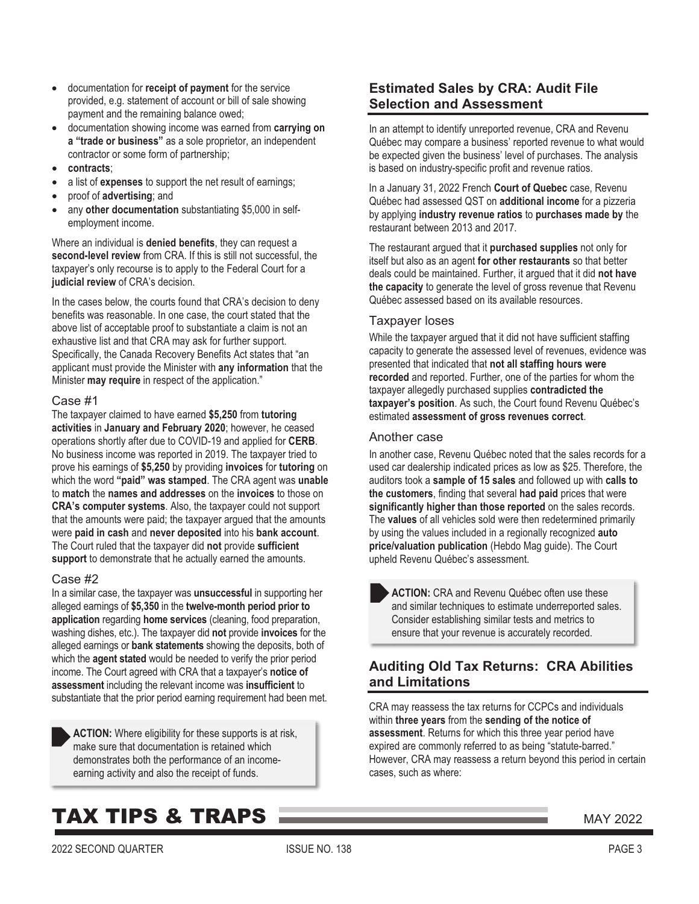- documentation for **receipt of payment** for the service provided, e.g. statement of account or bill of sale showing payment and the remaining balance owed;
- documentation showing income was earned from **carrying on a "trade or business"** as a sole proprietor, an independent contractor or some form of partnership;
- **contracts**;
- a list of **expenses** to support the net result of earnings;
- proof of **advertising**; and
- any **other documentation** substantiating $5,000 in self-employment income.

Where an individual is **denied benefits**, they can request a **second-level review** from CRA. If this is still not successful, the taxpayer's only recourse is to apply to the Federal Court for a **judicial review** of CRA's decision.

In the cases below, the courts found that CRA's decision to deny benefits was reasonable. In one case, the court stated that the above list of acceptable proof to substantiate a claim is not an exhaustive list and that CRA may ask for further support. Specifically, the Canada Recovery Benefits Act states that "an applicant must provide the Minister with **any information** that the Minister **may require** in respect of the application."

### Case #1

The taxpayer claimed to have earned **$5,250** from **tutoring activities** in **January and February 2020**; however, he ceased operations shortly after due to COVID-19 and applied for **CERB**. No business income was reported in 2019. The taxpayer tried to prove his earnings of **$5,250** by providing **invoices** for **tutoring** on which the word **"paid" was stamped**. The CRA agent was **unable** to **match** the **names and addresses** on the **invoices** to those on **CRA's computer systems**. Also, the taxpayer could not support that the amounts were paid; the taxpayer argued that the amounts were **paid in cash** and **never deposited** into his **bank account**. The Court ruled that the taxpayer did **not** provide **sufficient support** to demonstrate that he actually earned the amounts.

### Case #2

In a similar case, the taxpayer was **unsuccessful** in supporting her alleged earnings of **$5,350** in the **twelve-month period prior to application** regarding **home services** (cleaning, food preparation, washing dishes, etc.). The taxpayer did **not** provide **invoices** for the alleged earnings or **bank statements** showing the deposits, both of which the **agent stated** would be needed to verify the prior period income. The Court agreed with CRA that a taxpayer's **notice of assessment** including the relevant income was **insufficient** to substantiate that the prior period earning requirement had been met.

> **ACTION:** Where eligibility for these supports is at risk, make sure that documentation is retained which demonstrates both the performance of an income-earning activity and also the receipt of funds.

## Estimated Sales by CRA: Audit File Selection and Assessment

In an attempt to identify unreported revenue, CRA and Revenu Québec may compare a business' reported revenue to what would be expected given the business' level of purchases. The analysis is based on industry-specific profit and revenue ratios.

In a January 31, 2022 French **Court of Quebec** case, Revenu Québec had assessed QST on **additional income** for a pizzeria by applying **industry revenue ratios** to **purchases made by** the restaurant between 2013 and 2017.

The restaurant argued that it **purchased supplies** not only for itself but also as an agent **for other restaurants** so that better deals could be maintained. Further, it argued that it did **not have the capacity** to generate the level of gross revenue that Revenu Québec assessed based on its available resources.

### Taxpayer loses

While the taxpayer argued that it did not have sufficient staffing capacity to generate the assessed level of revenues, evidence was presented that indicated that **not all staffing hours were recorded** and reported. Further, one of the parties for whom the taxpayer allegedly purchased supplies **contradicted the taxpayer's position**. As such, the Court found Revenu Québec's estimated **assessment of gross revenues correct**.

### Another case

In another case, Revenu Québec noted that the sales records for a used car dealership indicated prices as low as $25. Therefore, the auditors took a **sample of 15 sales** and followed up with **calls to the customers**, finding that several **had paid** prices that were **significantly higher than those reported** on the sales records. The **values** of all vehicles sold were then redetermined primarily by using the values included in a regionally recognized **auto price/valuation publication** (Hebdo Mag guide). The Court upheld Revenu Québec's assessment.

> **ACTION:** CRA and Revenu Québec often use these and similar techniques to estimate underreported sales. Consider establishing similar tests and metrics to ensure that your revenue is accurately recorded.

## Auditing Old Tax Returns: CRA Abilities and Limitations

CRA may reassess the tax returns for CCPCs and individuals within **three years** from the **sending of the notice of assessment**. Returns for which this three year period have expired are commonly referred to as being "statute-barred." However, CRA may reassess a return beyond this period in certain cases, such as where: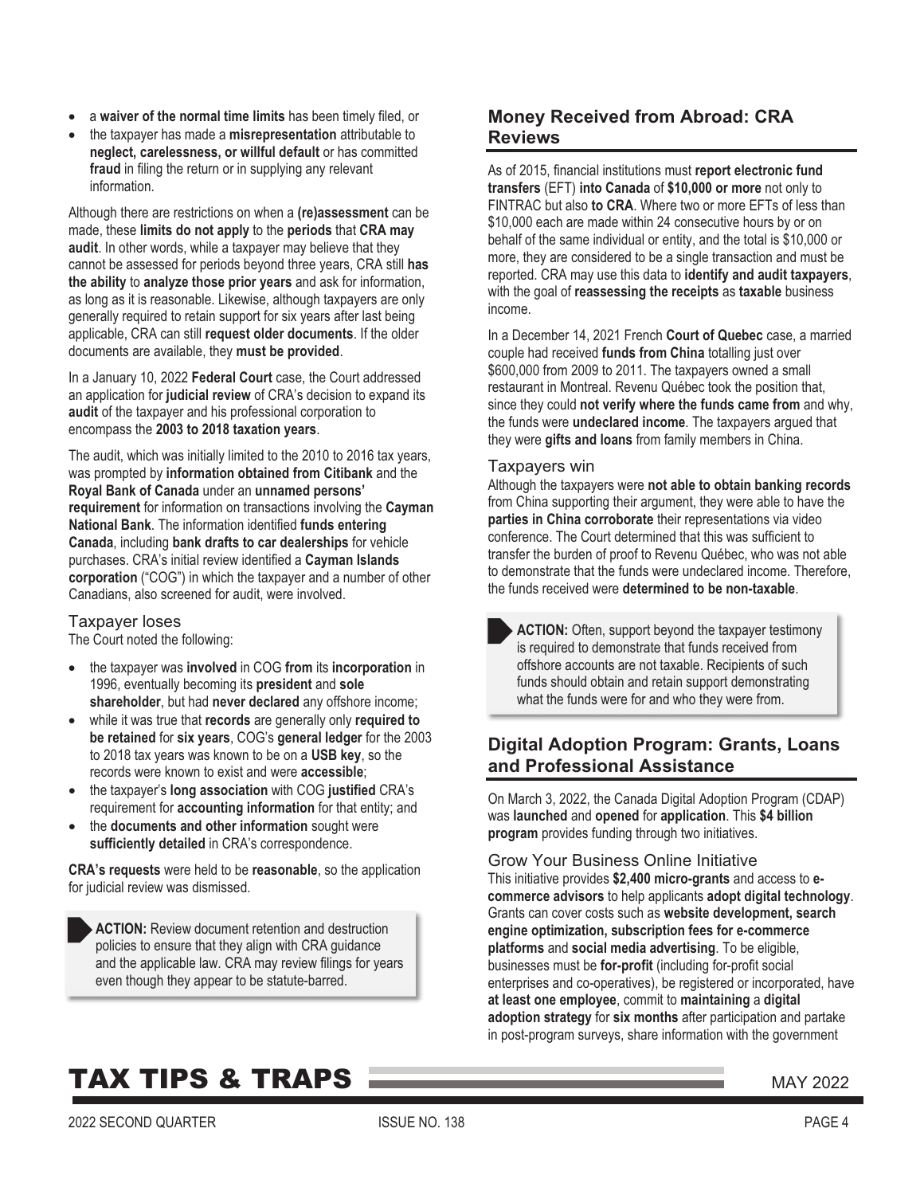- a **waiver of the normal time limits** has been timely filed, or
- the taxpayer has made a **misrepresentation** attributable to **neglect, carelessness, or willful default** or has committed **fraud** in filing the return or in supplying any relevant information.

Although there are restrictions on when a **(re)assessment** can be made, these **limits do not apply** to the **periods** that **CRA may audit**. In other words, while a taxpayer may believe that they cannot be assessed for periods beyond three years, CRA still **has the ability** to **analyze those prior years** and ask for information, as long as it is reasonable. Likewise, although taxpayers are only generally required to retain support for six years after last being applicable, CRA can still **request older documents**. If the older documents are available, they **must be provided**.

In a January 10, 2022 **Federal Court** case, the Court addressed an application for **judicial review** of CRA's decision to expand its **audit** of the taxpayer and his professional corporation to encompass the **2003 to 2018 taxation years**.

The audit, which was initially limited to the 2010 to 2016 tax years, was prompted by **information obtained from Citibank** and the **Royal Bank of Canada** under an **unnamed persons' requirement** for information on transactions involving the **Cayman National Bank**. The information identified **funds entering Canada**, including **bank drafts to car dealerships** for vehicle purchases. CRA's initial review identified a **Cayman Islands corporation** ("COG") in which the taxpayer and a number of other Canadians, also screened for audit, were involved.

### Taxpayer loses

The Court noted the following:

- the taxpayer was **involved** in COG **from** its **incorporation** in 1996, eventually becoming its **president** and **sole shareholder**, but had **never declared** any offshore income;
- while it was true that **records** are generally only **required to be retained** for **six years**, COG's **general ledger** for the 2003 to 2018 tax years was known to be on a **USB key**, so the records were known to exist and were **accessible**;
- the taxpayer's **long association** with COG **justified** CRA's requirement for **accounting information** for that entity; and
- the **documents and other information** sought were **sufficiently detailed** in CRA's correspondence.

**CRA's requests** were held to be **reasonable**, so the application for judicial review was dismissed.

> **ACTION:** Review document retention and destruction policies to ensure that they align with CRA guidance and the applicable law. CRA may review filings for years even though they appear to be statute-barred.

## Money Received from Abroad: CRA Reviews

As of 2015, financial institutions must **report electronic fund transfers** (EFT) **into Canada** of **$10,000 or more** not only to FINTRAC but also **to CRA**. Where two or more EFTs of less than $10,000 each are made within 24 consecutive hours by or on behalf of the same individual or entity, and the total is $10,000 or more, they are considered to be a single transaction and must be reported. CRA may use this data to **identify and audit taxpayers**, with the goal of **reassessing the receipts** as **taxable** business income.

In a December 14, 2021 French **Court of Quebec** case, a married couple had received **funds from China** totalling just over $600,000 from 2009 to 2011. The taxpayers owned a small restaurant in Montreal. Revenu Québec took the position that, since they could **not verify where the funds came from** and why, the funds were **undeclared income**. The taxpayers argued that they were **gifts and loans** from family members in China.

### Taxpayers win

Although the taxpayers were **not able to obtain banking records** from China supporting their argument, they were able to have the **parties in China corroborate** their representations via video conference. The Court determined that this was sufficient to transfer the burden of proof to Revenu Québec, who was not able to demonstrate that the funds were undeclared income. Therefore, the funds received were **determined to be non-taxable**.

> **ACTION:** Often, support beyond the taxpayer testimony is required to demonstrate that funds received from offshore accounts are not taxable. Recipients of such funds should obtain and retain support demonstrating what the funds were for and who they were from.

## Digital Adoption Program: Grants, Loans and Professional Assistance

On March 3, 2022, the Canada Digital Adoption Program (CDAP) was **launched** and **opened** for **application**. This **$4 billion program** provides funding through two initiatives.

### Grow Your Business Online Initiative

This initiative provides **$2,400 micro-grants** and access to **e-commerce advisors** to help applicants **adopt digital technology**. Grants can cover costs such as **website development, search engine optimization, subscription fees for e-commerce platforms** and **social media advertising**. To be eligible, businesses must be **for-profit** (including for-profit social enterprises and co-operatives), be registered or incorporated, have **at least one employee**, commit to **maintaining** a **digital adoption strategy** for **six months** after participation and partake in post-program surveys, share information with the government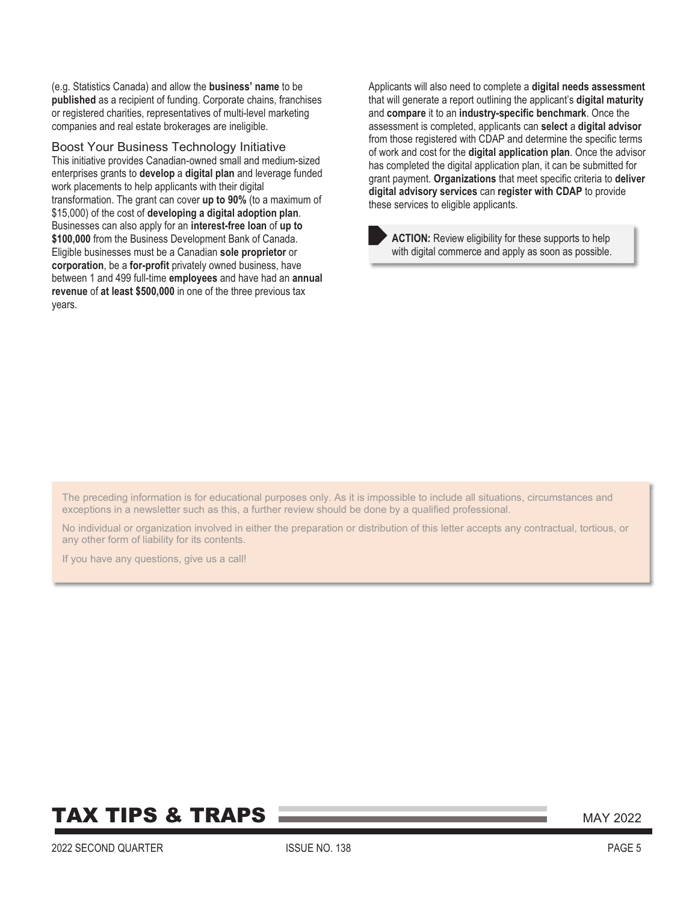(e.g. Statistics Canada) and allow the **business' name** to be **published** as a recipient of funding. Corporate chains, franchises or registered charities, representatives of multi-level marketing companies and real estate brokerages are ineligible.

### Boost Your Business Technology Initiative

This initiative provides Canadian-owned small and medium-sized enterprises grants to **develop** a **digital plan** and leverage funded work placements to help applicants with their digital transformation. The grant can cover **up to 90%** (to a maximum of $15,000) of the cost of **developing a digital adoption plan**. Businesses can also apply for an **interest-free loan** of **up to $100,000** from the Business Development Bank of Canada. Eligible businesses must be a Canadian **sole proprietor** or **corporation**, be a **for-profit** privately owned business, have between 1 and 499 full-time **employees** and have had an **annual revenue** of **at least $500,000** in one of the three previous tax years.

Applicants will also need to complete a **digital needs assessment** that will generate a report outlining the applicant's **digital maturity** and **compare** it to an **industry-specific benchmark**. Once the assessment is completed, applicants can **select** a **digital advisor** from those registered with CDAP and determine the specific terms of work and cost for the **digital application plan**. Once the advisor has completed the digital application plan, it can be submitted for grant payment. **Organizations** that meet specific criteria to **deliver digital advisory services** can **register with CDAP** to provide these services to eligible applicants.

> **ACTION:** Review eligibility for these supports to help with digital commerce and apply as soon as possible.

The preceding information is for educational purposes only. As it is impossible to include all situations, circumstances and exceptions in a newsletter such as this, a further review should be done by a qualified professional.

No individual or organization involved in either the preparation or distribution of this letter accepts any contractual, tortious, or any other form of liability for its contents.

If you have any questions, give us a call!